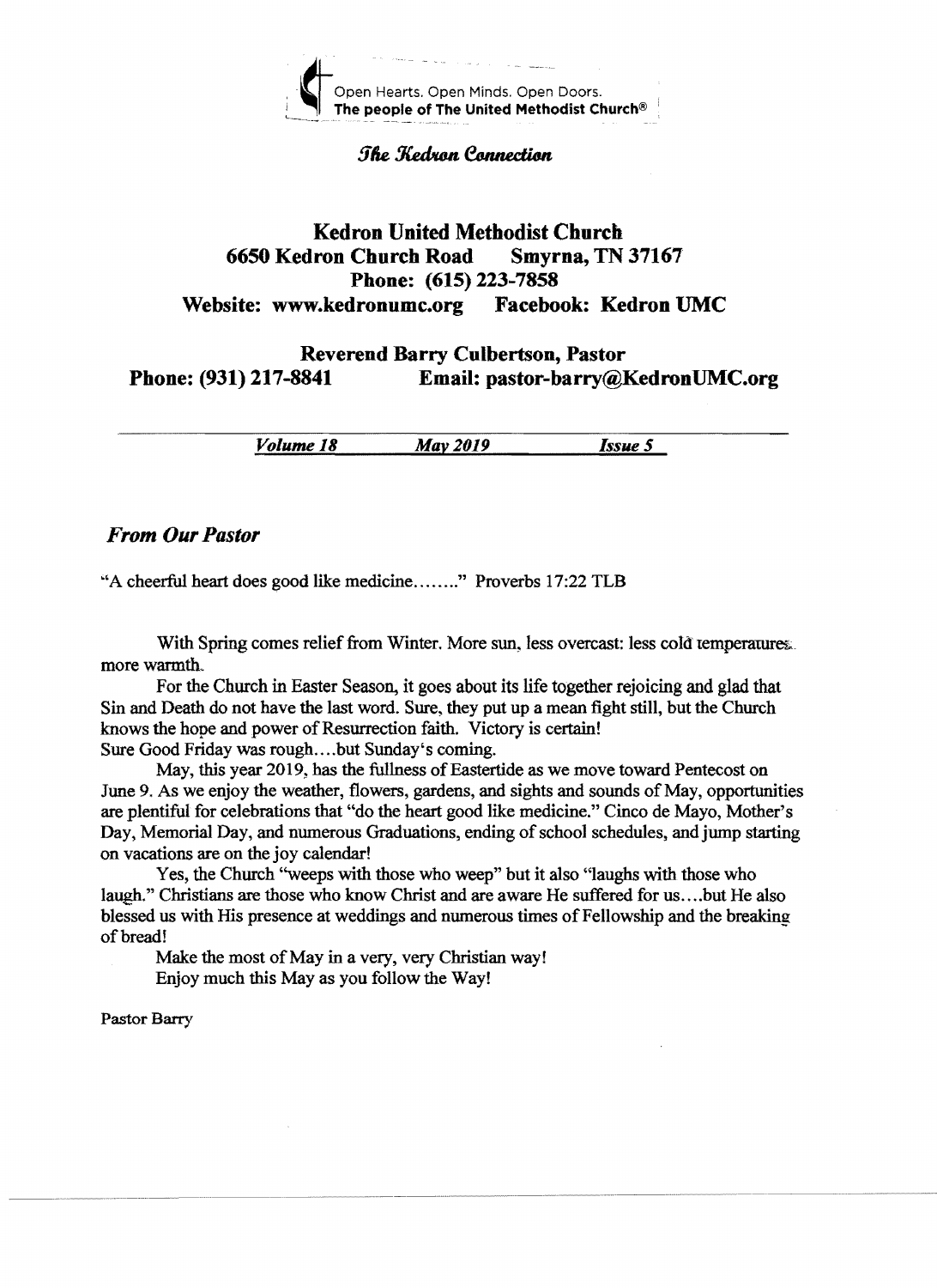Open Hearts. Open Minds. Open Doors.
**The people of The United Methodist Church®**

*The Kedron Connection*

# Kedron United Methodist Church

**6650 Kedron Church Road Smyrna, TN 37167**
**Phone: (615) 223-7858**
**Website: www.kedronumc.org Facebook: Kedron UMC**

**Reverend Barry Culbertson, Pastor**
**Phone: (931) 217-8841 Email: pastor-barry@KedronUMC.org**

***Volume 18*** ***May 2019*** ***Issue 5***

## *From Our Pastor*

"A cheerful heart does good like medicine........" Proverbs 17:22 TLB

With Spring comes relief from Winter. More sun, less overcast: less cold temperatures, more warmth.

For the Church in Easter Season, it goes about its life together rejoicing and glad that Sin and Death do not have the last word. Sure, they put up a mean fight still, but the Church knows the hope and power of Resurrection faith. Victory is certain!
Sure Good Friday was rough....but Sunday's coming.

May, this year 2019, has the fullness of Eastertide as we move toward Pentecost on June 9. As we enjoy the weather, flowers, gardens, and sights and sounds of May, opportunities are plentiful for celebrations that "do the heart good like medicine." Cinco de Mayo, Mother's Day, Memorial Day, and numerous Graduations, ending of school schedules, and jump starting on vacations are on the joy calendar!

Yes, the Church "weeps with those who weep" but it also "laughs with those who laugh." Christians are those who know Christ and are aware He suffered for us....but He also blessed us with His presence at weddings and numerous times of Fellowship and the breaking of bread!

Make the most of May in a very, very Christian way!
Enjoy much this May as you follow the Way!

Pastor Barry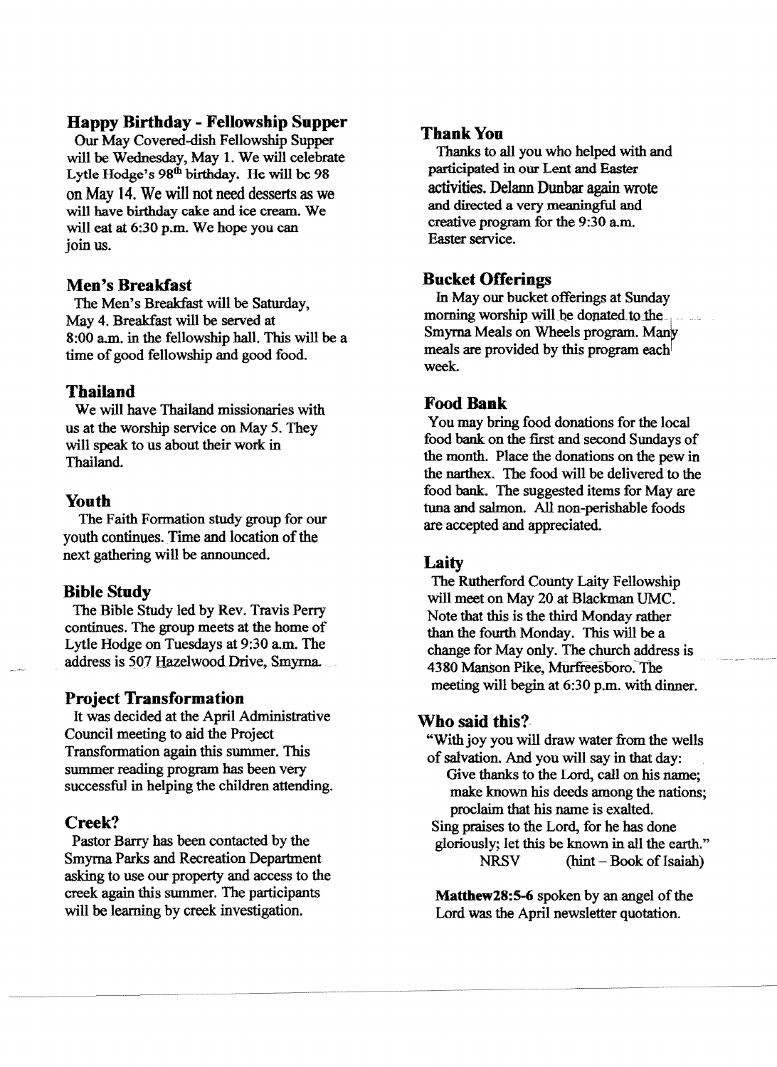## Happy Birthday - Fellowship Supper

Our May Covered-dish Fellowship Supper will be Wednesday, May 1. We will celebrate Lytle Hodge's 98th birthday. He will be 98 on May 14. We will not need desserts as we will have birthday cake and ice cream. We will eat at 6:30 p.m. We hope you can join us.

## Men's Breakfast

The Men's Breakfast will be Saturday, May 4. Breakfast will be served at 8:00 a.m. in the fellowship hall. This will be a time of good fellowship and good food.

## Thailand

We will have Thailand missionaries with us at the worship service on May 5. They will speak to us about their work in Thailand.

## Youth

The Faith Formation study group for our youth continues. Time and location of the next gathering will be announced.

## Bible Study

The Bible Study led by Rev. Travis Perry continues. The group meets at the home of Lytle Hodge on Tuesdays at 9:30 a.m. The address is 507 Hazelwood Drive, Smyrna.

## Project Transformation

It was decided at the April Administrative Council meeting to aid the Project Transformation again this summer. This summer reading program has been very successful in helping the children attending.

## Creek?

Pastor Barry has been contacted by the Smyrna Parks and Recreation Department asking to use our property and access to the creek again this summer. The participants will be learning by creek investigation.

## Thank You

Thanks to all you who helped with and participated in our Lent and Easter activities. Delann Dunbar again wrote and directed a very meaningful and creative program for the 9:30 a.m. Easter service.

## Bucket Offerings

In May our bucket offerings at Sunday morning worship will be donated to the Smyrna Meals on Wheels program. Many meals are provided by this program each week.

## Food Bank

You may bring food donations for the local food bank on the first and second Sundays of the month. Place the donations on the pew in the narthex. The food will be delivered to the food bank. The suggested items for May are tuna and salmon. All non-perishable foods are accepted and appreciated.

## Laity

The Rutherford County Laity Fellowship will meet on May 20 at Blackman UMC. Note that this is the third Monday rather than the fourth Monday. This will be a change for May only. The church address is 4380 Manson Pike, Murfreesboro. The meeting will begin at 6:30 p.m. with dinner.

## Who said this?

"With joy you will draw water from the wells of salvation. And you will say in that day:
Give thanks to the Lord, call on his name;
make known his deeds among the nations;
proclaim that his name is exalted.
Sing praises to the Lord, for he has done gloriously; let this be known in all the earth."
NRSV (hint – Book of Isaiah)

**Matthew28:5-6** spoken by an angel of the Lord was the April newsletter quotation.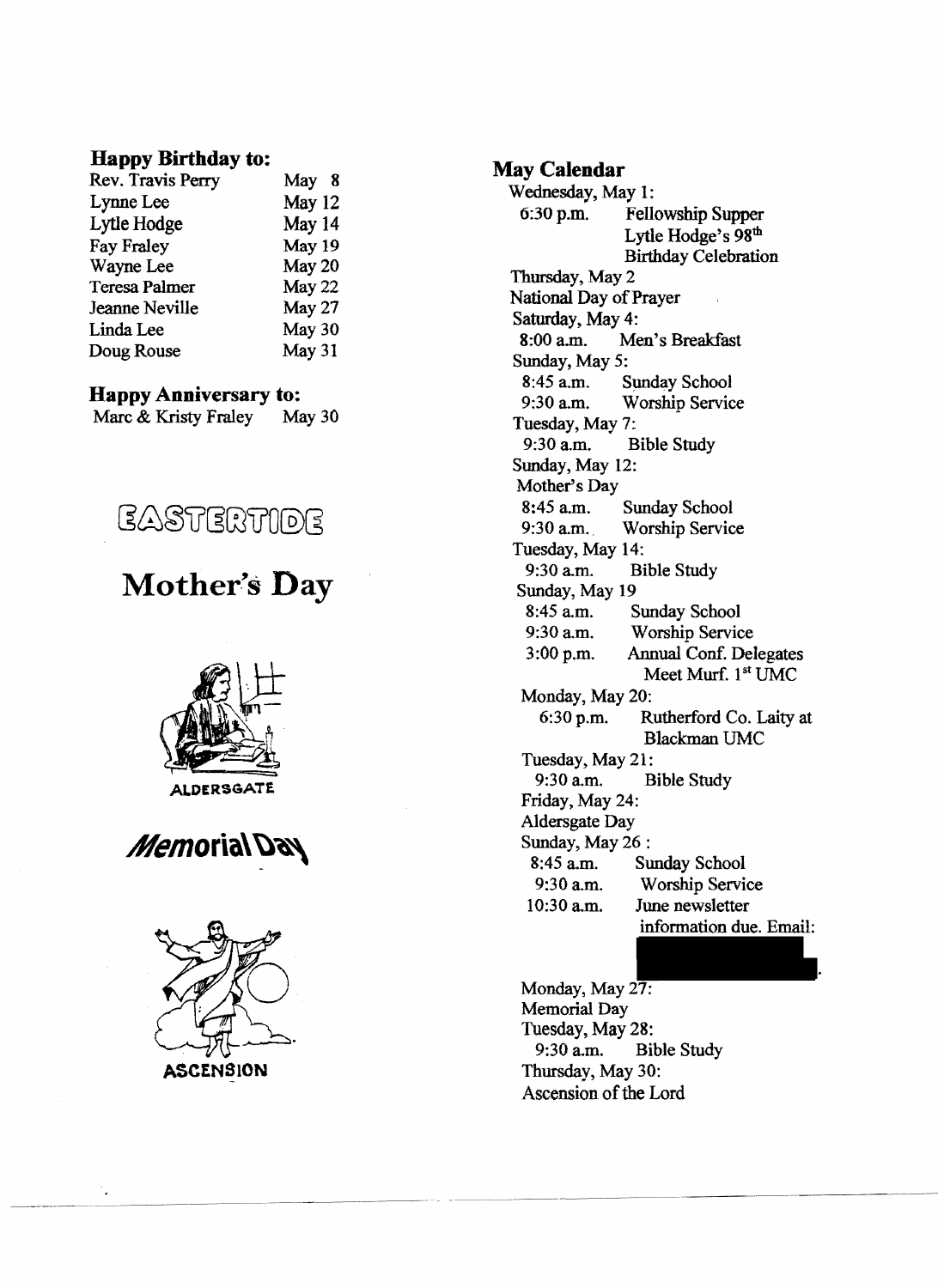**Happy Birthday to:**

| | |
|---|---|
| Rev. Travis Perry | May 8 |
| Lynne Lee | May 12 |
| Lytle Hodge | May 14 |
| Fay Fraley | May 19 |
| Wayne Lee | May 20 |
| Teresa Palmer | May 22 |
| Jeanne Neville | May 27 |
| Linda Lee | May 30 |
| Doug Rouse | May 31 |

**Happy Anniversary to:**

| | |
|---|---|
| Marc & Kristy Fraley | May 30 |

EASTERTIDE

**Mother's Day**

ALDERSGATE

*Memorial Day*

ASCENSION

**May Calendar**

Wednesday, May 1:
6:30 p.m. Fellowship Supper
Lytle Hodge's 98th Birthday Celebration

Thursday, May 2
National Day of Prayer

Saturday, May 4:
8:00 a.m. Men's Breakfast

Sunday, May 5:
8:45 a.m. Sunday School
9:30 a.m. Worship Service

Tuesday, May 7:
9:30 a.m. Bible Study

Sunday, May 12:
Mother's Day
8:45 a.m. Sunday School
9:30 a.m. Worship Service

Tuesday, May 14:
9:30 a.m. Bible Study

Sunday, May 19
8:45 a.m. Sunday School
9:30 a.m. Worship Service
3:00 p.m. Annual Conf. Delegates Meet Murf. 1st UMC

Monday, May 20:
6:30 p.m. Rutherford Co. Laity at Blackman UMC

Tuesday, May 21:
9:30 a.m. Bible Study

Friday, May 24:
Aldersgate Day

Sunday, May 26 :
8:45 a.m. Sunday School
9:30 a.m. Worship Service
10:30 a.m. June newsletter information due. Email:

Monday, May 27:
Memorial Day

Tuesday, May 28:
9:30 a.m. Bible Study

Thursday, May 30:
Ascension of the Lord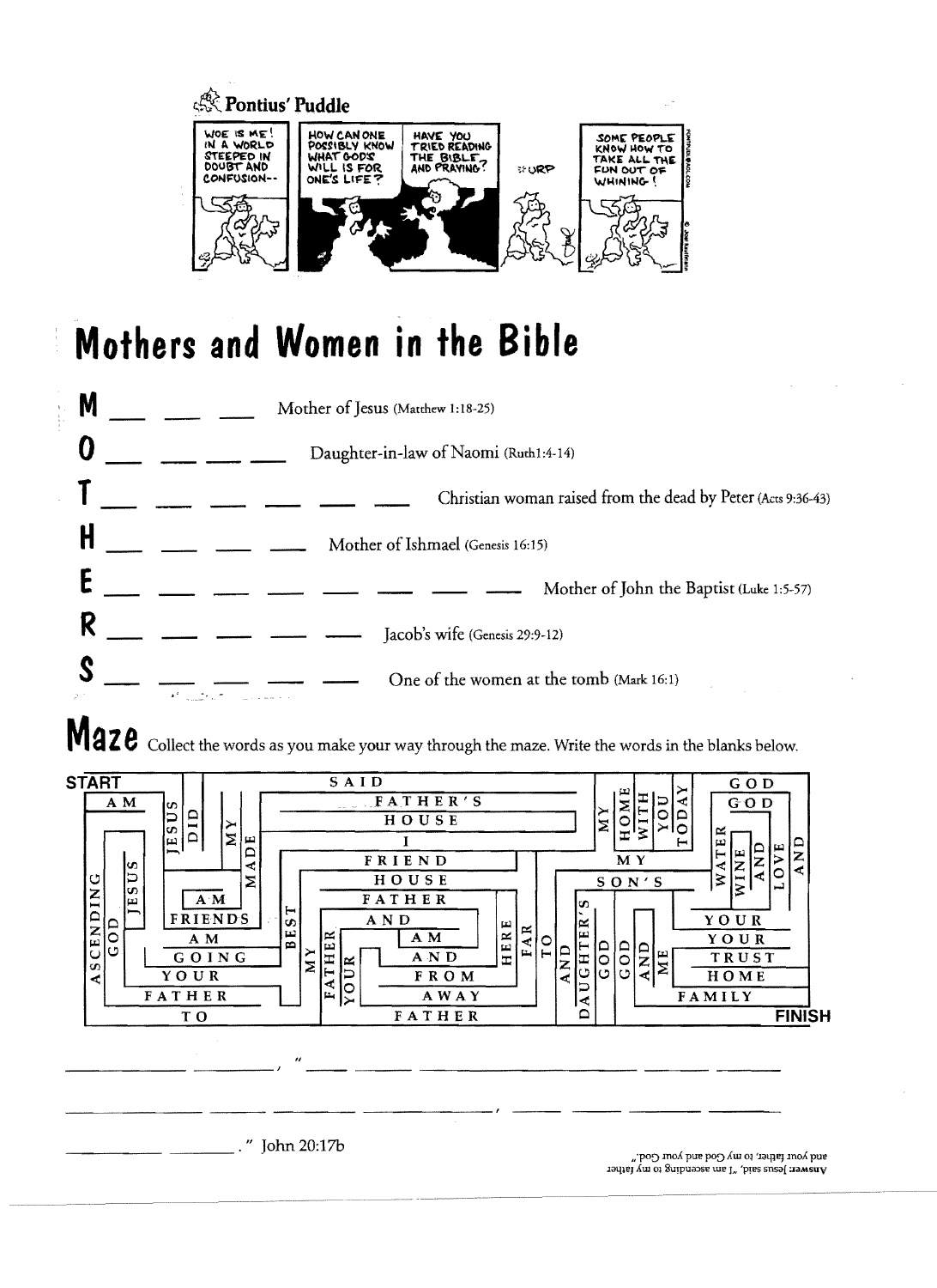Pontius' Puddle

WOE IS ME! IN A WORLD STEEPED IN DOUBT AND CONFUSION--

HOW CAN ONE POSSIBLY KNOW WHAT GOD'S WILL IS FOR ONE'S LIFE?

HAVE YOU TRIED READING THE BIBLE AND PRAYING?

*URP

SOME PEOPLE KNOW HOW TO TAKE ALL THE FUN OUT OF WHINING!

# Mothers and Women in the Bible

**M** ___ ___ ___ Mother of Jesus (Matthew 1:18-25)

**O** ___ ___ ___ ___ Daughter-in-law of Naomi (Ruth 1:4-14)

**T** ___ ___ ___ ___ ___ ___ ___ Christian woman raised from the dead by Peter (Acts 9:36-43)

**H** ___ ___ ___ ___ Mother of Ishmael (Genesis 16:15)

**E** ___ ___ ___ ___ ___ ___ ___ ___ ___ Mother of John the Baptist (Luke 1:5-57)

**R** ___ ___ ___ ___ ___ Jacob's wife (Genesis 29:9-12)

**S** ___ ___ ___ ___ ___ One of the women at the tomb (Mark 16:1)

# Maze

Collect the words as you make your way through the maze. Write the words in the blanks below.

START

SAID, GOD, AM, JESUS, DID, FATHER'S, GOD, HOUSE, MY, HOME, WITH, YOU, TODAY, MY, MADE, I, WATER, GOD, LOVE, AND, FRIEND, MY, WINE, AND, ASCENDING, GOD, JESUS, HOUSE, SON'S, AM, FATHER, FRIENDS, BEST, AND, HERE, FAR, TO, DAUGHTER'S, YOUR, AM, AM, YOUR, GOING, MY, FATHER, YOUR, AND, AND, GOD, GOD, AND, ME, TRUST, YOUR, FROM, HOME, FATHER, AWAY, FAMILY, TO, FATHER

FINISH

______ ______, " ______ ______ ______ ______ ______

______ ______ ______ ______, ______ ______ ______ ______

______ ______." John 20:17b

Answer: Jesus said, "I am ascending to my Father and your Father, to my God and your God."